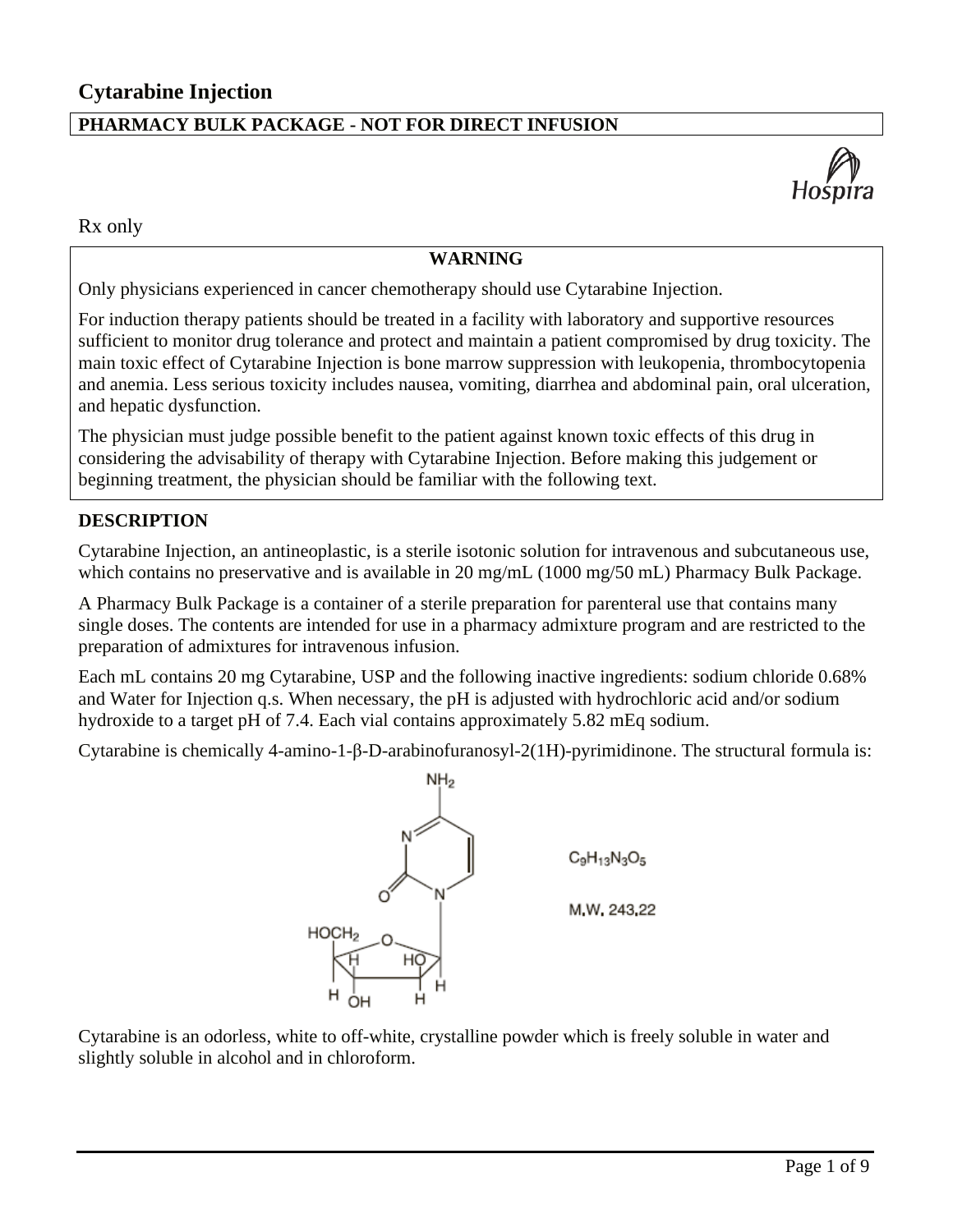# Cytarabine Injection

**PHARMACY BULK PACKAGE - NOT FOR DIRECT INFUSION**

Rx only

**WARNING**

Only physicians experienced in cancer chemotherapy should use Cytarabine Injection.

For induction therapy patients should be treated in a facility with laboratory and supportive resources sufficient to monitor drug tolerance and protect and maintain a patient compromised by drug toxicity. The main toxic effect of Cytarabine Injection is bone marrow suppression with leukopenia, thrombocytopenia and anemia. Less serious toxicity includes nausea, vomiting, diarrhea and abdominal pain, oral ulceration, and hepatic dysfunction.

The physician must judge possible benefit to the patient against known toxic effects of this drug in considering the advisability of therapy with Cytarabine Injection. Before making this judgement or beginning treatment, the physician should be familiar with the following text.

## DESCRIPTION

Cytarabine Injection, an antineoplastic, is a sterile isotonic solution for intravenous and subcutaneous use, which contains no preservative and is available in 20 mg/mL (1000 mg/50 mL) Pharmacy Bulk Package.

A Pharmacy Bulk Package is a container of a sterile preparation for parenteral use that contains many single doses. The contents are intended for use in a pharmacy admixture program and are restricted to the preparation of admixtures for intravenous infusion.

Each mL contains 20 mg Cytarabine, USP and the following inactive ingredients: sodium chloride 0.68% and Water for Injection q.s. When necessary, the pH is adjusted with hydrochloric acid and/or sodium hydroxide to a target pH of 7.4. Each vial contains approximately 5.82 mEq sodium.

Cytarabine is chemically 4-amino-1-β-D-arabinofuranosyl-2(1H)-pyrimidinone. The structural formula is:

$C_9H_{13}N_3O_5$

M.W. 243.22

Cytarabine is an odorless, white to off-white, crystalline powder which is freely soluble in water and slightly soluble in alcohol and in chloroform.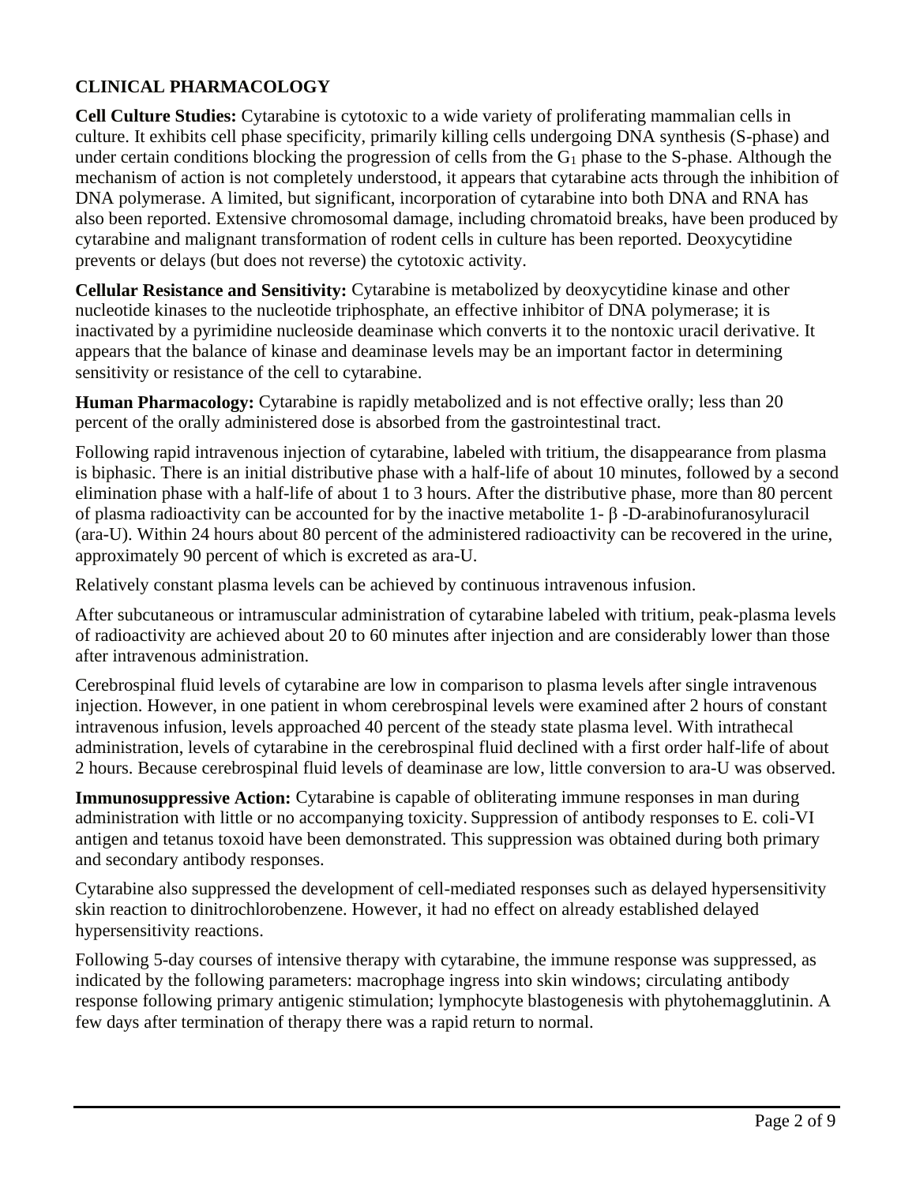## CLINICAL PHARMACOLOGY

**Cell Culture Studies:** Cytarabine is cytotoxic to a wide variety of proliferating mammalian cells in culture. It exhibits cell phase specificity, primarily killing cells undergoing DNA synthesis (S-phase) and under certain conditions blocking the progression of cells from the $G_1$ phase to the S-phase. Although the mechanism of action is not completely understood, it appears that cytarabine acts through the inhibition of DNA polymerase. A limited, but significant, incorporation of cytarabine into both DNA and RNA has also been reported. Extensive chromosomal damage, including chromatoid breaks, have been produced by cytarabine and malignant transformation of rodent cells in culture has been reported. Deoxycytidine prevents or delays (but does not reverse) the cytotoxic activity.

**Cellular Resistance and Sensitivity:** Cytarabine is metabolized by deoxycytidine kinase and other nucleotide kinases to the nucleotide triphosphate, an effective inhibitor of DNA polymerase; it is inactivated by a pyrimidine nucleoside deaminase which converts it to the nontoxic uracil derivative. It appears that the balance of kinase and deaminase levels may be an important factor in determining sensitivity or resistance of the cell to cytarabine.

**Human Pharmacology:** Cytarabine is rapidly metabolized and is not effective orally; less than 20 percent of the orally administered dose is absorbed from the gastrointestinal tract.

Following rapid intravenous injection of cytarabine, labeled with tritium, the disappearance from plasma is biphasic. There is an initial distributive phase with a half-life of about 10 minutes, followed by a second elimination phase with a half-life of about 1 to 3 hours. After the distributive phase, more than 80 percent of plasma radioactivity can be accounted for by the inactive metabolite 1- β -D-arabinofuranosyluracil (ara-U). Within 24 hours about 80 percent of the administered radioactivity can be recovered in the urine, approximately 90 percent of which is excreted as ara-U.

Relatively constant plasma levels can be achieved by continuous intravenous infusion.

After subcutaneous or intramuscular administration of cytarabine labeled with tritium, peak-plasma levels of radioactivity are achieved about 20 to 60 minutes after injection and are considerably lower than those after intravenous administration.

Cerebrospinal fluid levels of cytarabine are low in comparison to plasma levels after single intravenous injection. However, in one patient in whom cerebrospinal levels were examined after 2 hours of constant intravenous infusion, levels approached 40 percent of the steady state plasma level. With intrathecal administration, levels of cytarabine in the cerebrospinal fluid declined with a first order half-life of about 2 hours. Because cerebrospinal fluid levels of deaminase are low, little conversion to ara-U was observed.

**Immunosuppressive Action:** Cytarabine is capable of obliterating immune responses in man during administration with little or no accompanying toxicity. Suppression of antibody responses to E. coli-VI antigen and tetanus toxoid have been demonstrated. This suppression was obtained during both primary and secondary antibody responses.

Cytarabine also suppressed the development of cell-mediated responses such as delayed hypersensitivity skin reaction to dinitrochlorobenzene. However, it had no effect on already established delayed hypersensitivity reactions.

Following 5-day courses of intensive therapy with cytarabine, the immune response was suppressed, as indicated by the following parameters: macrophage ingress into skin windows; circulating antibody response following primary antigenic stimulation; lymphocyte blastogenesis with phytohemagglutinin. A few days after termination of therapy there was a rapid return to normal.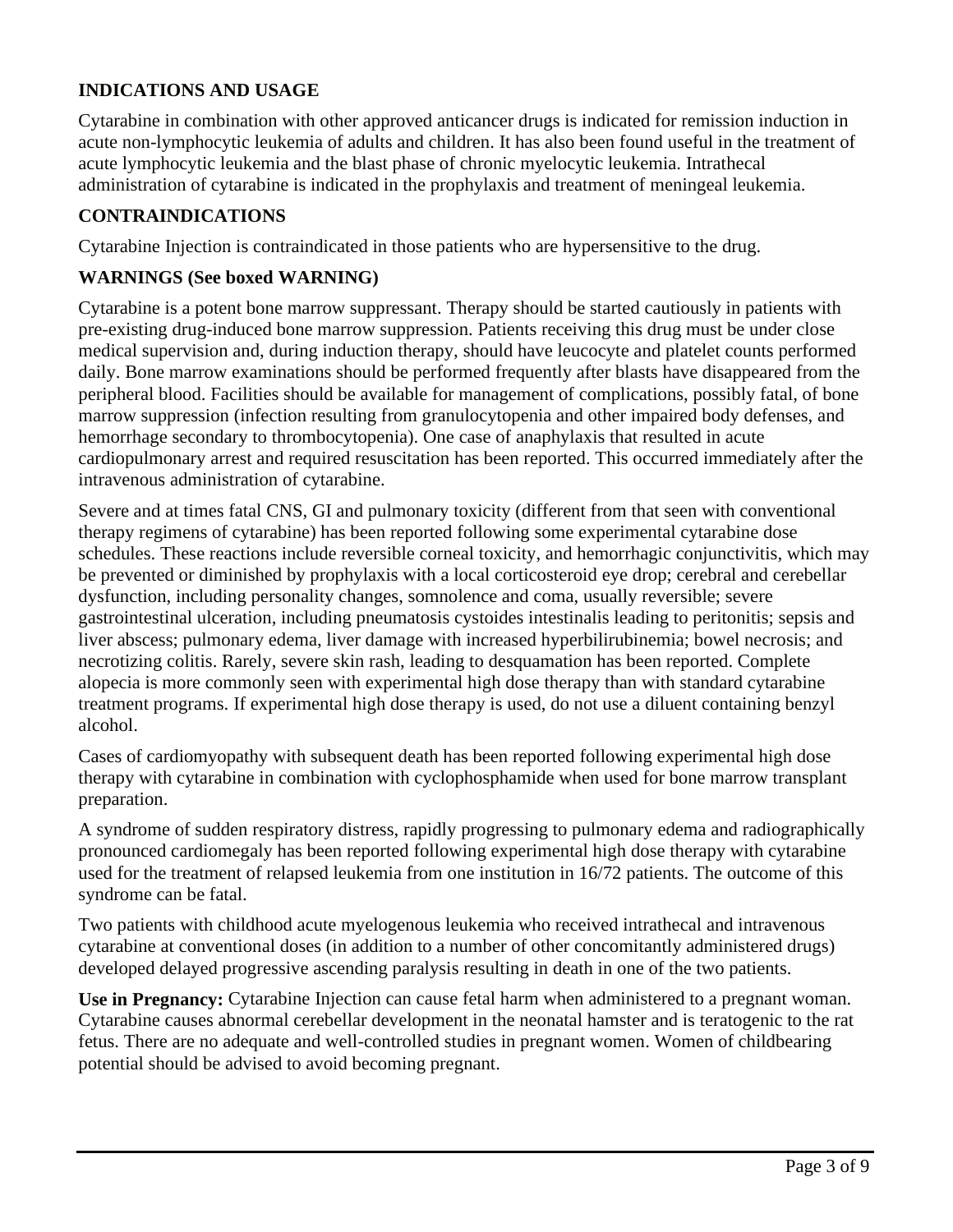## INDICATIONS AND USAGE

Cytarabine in combination with other approved anticancer drugs is indicated for remission induction in acute non-lymphocytic leukemia of adults and children. It has also been found useful in the treatment of acute lymphocytic leukemia and the blast phase of chronic myelocytic leukemia. Intrathecal administration of cytarabine is indicated in the prophylaxis and treatment of meningeal leukemia.

## CONTRAINDICATIONS

Cytarabine Injection is contraindicated in those patients who are hypersensitive to the drug.

## WARNINGS (See boxed WARNING)

Cytarabine is a potent bone marrow suppressant. Therapy should be started cautiously in patients with pre-existing drug-induced bone marrow suppression. Patients receiving this drug must be under close medical supervision and, during induction therapy, should have leucocyte and platelet counts performed daily. Bone marrow examinations should be performed frequently after blasts have disappeared from the peripheral blood. Facilities should be available for management of complications, possibly fatal, of bone marrow suppression (infection resulting from granulocytopenia and other impaired body defenses, and hemorrhage secondary to thrombocytopenia). One case of anaphylaxis that resulted in acute cardiopulmonary arrest and required resuscitation has been reported. This occurred immediately after the intravenous administration of cytarabine.

Severe and at times fatal CNS, GI and pulmonary toxicity (different from that seen with conventional therapy regimens of cytarabine) has been reported following some experimental cytarabine dose schedules. These reactions include reversible corneal toxicity, and hemorrhagic conjunctivitis, which may be prevented or diminished by prophylaxis with a local corticosteroid eye drop; cerebral and cerebellar dysfunction, including personality changes, somnolence and coma, usually reversible; severe gastrointestinal ulceration, including pneumatosis cystoides intestinalis leading to peritonitis; sepsis and liver abscess; pulmonary edema, liver damage with increased hyperbilirubinemia; bowel necrosis; and necrotizing colitis. Rarely, severe skin rash, leading to desquamation has been reported. Complete alopecia is more commonly seen with experimental high dose therapy than with standard cytarabine treatment programs. If experimental high dose therapy is used, do not use a diluent containing benzyl alcohol.

Cases of cardiomyopathy with subsequent death has been reported following experimental high dose therapy with cytarabine in combination with cyclophosphamide when used for bone marrow transplant preparation.

A syndrome of sudden respiratory distress, rapidly progressing to pulmonary edema and radiographically pronounced cardiomegaly has been reported following experimental high dose therapy with cytarabine used for the treatment of relapsed leukemia from one institution in 16/72 patients. The outcome of this syndrome can be fatal.

Two patients with childhood acute myelogenous leukemia who received intrathecal and intravenous cytarabine at conventional doses (in addition to a number of other concomitantly administered drugs) developed delayed progressive ascending paralysis resulting in death in one of the two patients.

**Use in Pregnancy:** Cytarabine Injection can cause fetal harm when administered to a pregnant woman. Cytarabine causes abnormal cerebellar development in the neonatal hamster and is teratogenic to the rat fetus. There are no adequate and well-controlled studies in pregnant women. Women of childbearing potential should be advised to avoid becoming pregnant.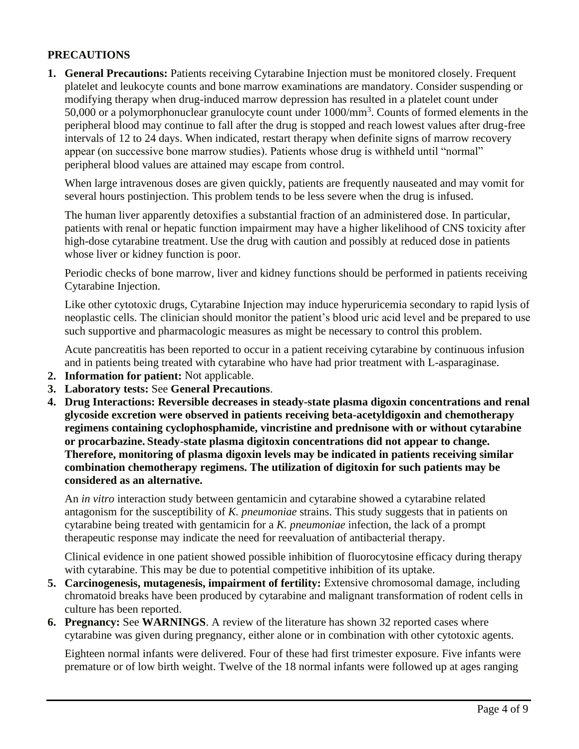## PRECAUTIONS

1. **General Precautions:** Patients receiving Cytarabine Injection must be monitored closely. Frequent platelet and leukocyte counts and bone marrow examinations are mandatory. Consider suspending or modifying therapy when drug-induced marrow depression has resulted in a platelet count under 50,000 or a polymorphonuclear granulocyte count under 1000/mm$^3$. Counts of formed elements in the peripheral blood may continue to fall after the drug is stopped and reach lowest values after drug-free intervals of 12 to 24 days. When indicated, restart therapy when definite signs of marrow recovery appear (on successive bone marrow studies). Patients whose drug is withheld until "normal" peripheral blood values are attained may escape from control.

   When large intravenous doses are given quickly, patients are frequently nauseated and may vomit for several hours postinjection. This problem tends to be less severe when the drug is infused.

   The human liver apparently detoxifies a substantial fraction of an administered dose. In particular, patients with renal or hepatic function impairment may have a higher likelihood of CNS toxicity after high-dose cytarabine treatment. Use the drug with caution and possibly at reduced dose in patients whose liver or kidney function is poor.

   Periodic checks of bone marrow, liver and kidney functions should be performed in patients receiving Cytarabine Injection.

   Like other cytotoxic drugs, Cytarabine Injection may induce hyperuricemia secondary to rapid lysis of neoplastic cells. The clinician should monitor the patient's blood uric acid level and be prepared to use such supportive and pharmacologic measures as might be necessary to control this problem.

   Acute pancreatitis has been reported to occur in a patient receiving cytarabine by continuous infusion and in patients being treated with cytarabine who have had prior treatment with L-asparaginase.

2. **Information for patient:** Not applicable.
3. **Laboratory tests:** See **General Precautions**.
4. **Drug Interactions: Reversible decreases in steady-state plasma digoxin concentrations and renal glycoside excretion were observed in patients receiving beta-acetyldigoxin and chemotherapy regimens containing cyclophosphamide, vincristine and prednisone with or without cytarabine or procarbazine. Steady-state plasma digitoxin concentrations did not appear to change. Therefore, monitoring of plasma digoxin levels may be indicated in patients receiving similar combination chemotherapy regimens. The utilization of digitoxin for such patients may be considered as an alternative.**

   An *in vitro* interaction study between gentamicin and cytarabine showed a cytarabine related antagonism for the susceptibility of *K. pneumoniae* strains. This study suggests that in patients on cytarabine being treated with gentamicin for a *K. pneumoniae* infection, the lack of a prompt therapeutic response may indicate the need for reevaluation of antibacterial therapy.

   Clinical evidence in one patient showed possible inhibition of fluorocytosine efficacy during therapy with cytarabine. This may be due to potential competitive inhibition of its uptake.

5. **Carcinogenesis, mutagenesis, impairment of fertility:** Extensive chromosomal damage, including chromatoid breaks have been produced by cytarabine and malignant transformation of rodent cells in culture has been reported.
6. **Pregnancy:** See **WARNINGS**. A review of the literature has shown 32 reported cases where cytarabine was given during pregnancy, either alone or in combination with other cytotoxic agents.

   Eighteen normal infants were delivered. Four of these had first trimester exposure. Five infants were premature or of low birth weight. Twelve of the 18 normal infants were followed up at ages ranging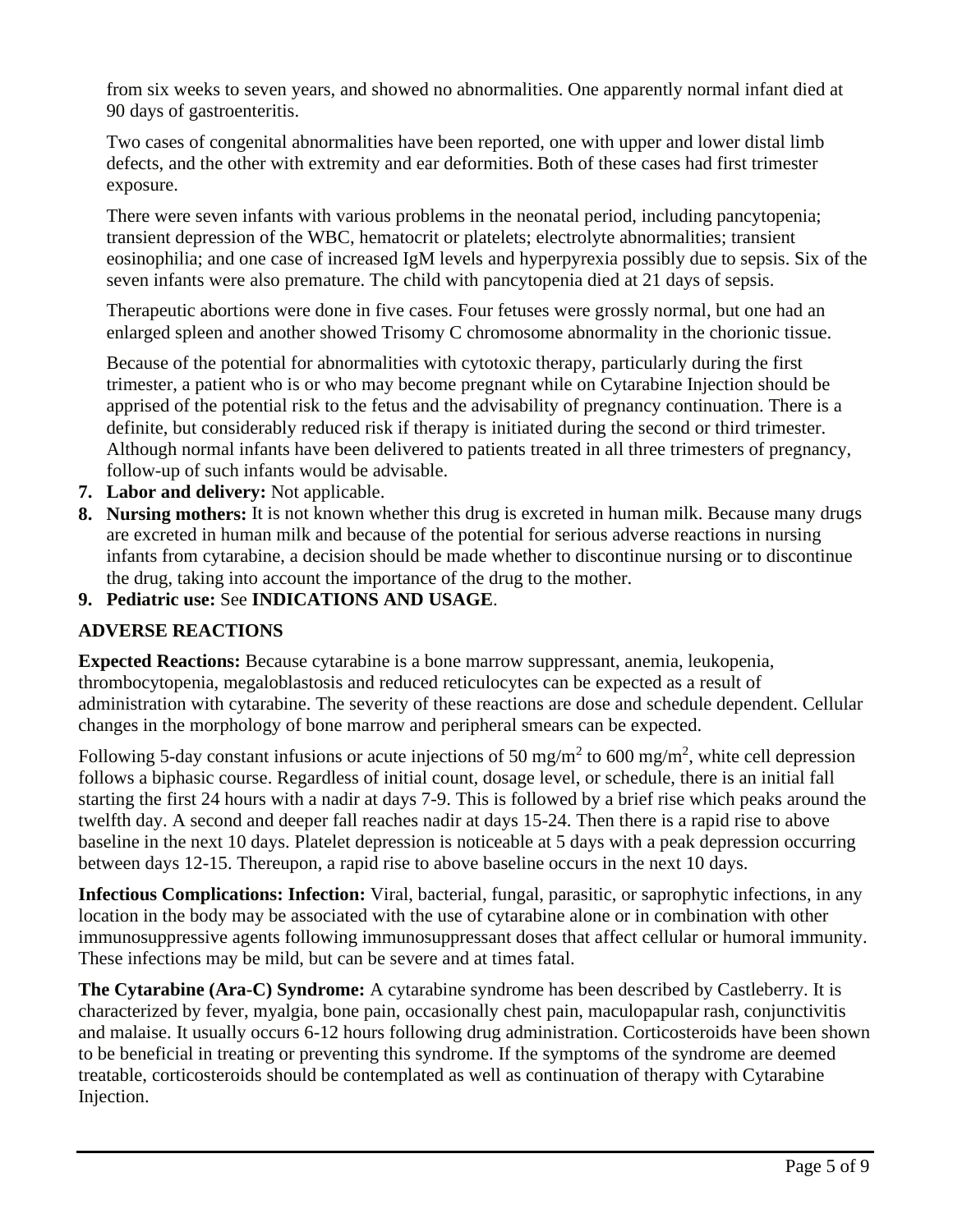from six weeks to seven years, and showed no abnormalities. One apparently normal infant died at 90 days of gastroenteritis.

Two cases of congenital abnormalities have been reported, one with upper and lower distal limb defects, and the other with extremity and ear deformities. Both of these cases had first trimester exposure.

There were seven infants with various problems in the neonatal period, including pancytopenia; transient depression of the WBC, hematocrit or platelets; electrolyte abnormalities; transient eosinophilia; and one case of increased IgM levels and hyperpyrexia possibly due to sepsis. Six of the seven infants were also premature. The child with pancytopenia died at 21 days of sepsis.

Therapeutic abortions were done in five cases. Four fetuses were grossly normal, but one had an enlarged spleen and another showed Trisomy C chromosome abnormality in the chorionic tissue.

Because of the potential for abnormalities with cytotoxic therapy, particularly during the first trimester, a patient who is or who may become pregnant while on Cytarabine Injection should be apprised of the potential risk to the fetus and the advisability of pregnancy continuation. There is a definite, but considerably reduced risk if therapy is initiated during the second or third trimester. Although normal infants have been delivered to patients treated in all three trimesters of pregnancy, follow-up of such infants would be advisable.

7. **Labor and delivery:** Not applicable.
8. **Nursing mothers:** It is not known whether this drug is excreted in human milk. Because many drugs are excreted in human milk and because of the potential for serious adverse reactions in nursing infants from cytarabine, a decision should be made whether to discontinue nursing or to discontinue the drug, taking into account the importance of the drug to the mother.
9. **Pediatric use:** See **INDICATIONS AND USAGE**.

## ADVERSE REACTIONS

**Expected Reactions:** Because cytarabine is a bone marrow suppressant, anemia, leukopenia, thrombocytopenia, megaloblastosis and reduced reticulocytes can be expected as a result of administration with cytarabine. The severity of these reactions are dose and schedule dependent. Cellular changes in the morphology of bone marrow and peripheral smears can be expected.

Following 5-day constant infusions or acute injections of 50 mg/m$^2$ to 600 mg/m$^2$, white cell depression follows a biphasic course. Regardless of initial count, dosage level, or schedule, there is an initial fall starting the first 24 hours with a nadir at days 7-9. This is followed by a brief rise which peaks around the twelfth day. A second and deeper fall reaches nadir at days 15-24. Then there is a rapid rise to above baseline in the next 10 days. Platelet depression is noticeable at 5 days with a peak depression occurring between days 12-15. Thereupon, a rapid rise to above baseline occurs in the next 10 days.

**Infectious Complications: Infection:** Viral, bacterial, fungal, parasitic, or saprophytic infections, in any location in the body may be associated with the use of cytarabine alone or in combination with other immunosuppressive agents following immunosuppressant doses that affect cellular or humoral immunity. These infections may be mild, but can be severe and at times fatal.

**The Cytarabine (Ara-C) Syndrome:** A cytarabine syndrome has been described by Castleberry. It is characterized by fever, myalgia, bone pain, occasionally chest pain, maculopapular rash, conjunctivitis and malaise. It usually occurs 6-12 hours following drug administration. Corticosteroids have been shown to be beneficial in treating or preventing this syndrome. If the symptoms of the syndrome are deemed treatable, corticosteroids should be contemplated as well as continuation of therapy with Cytarabine Injection.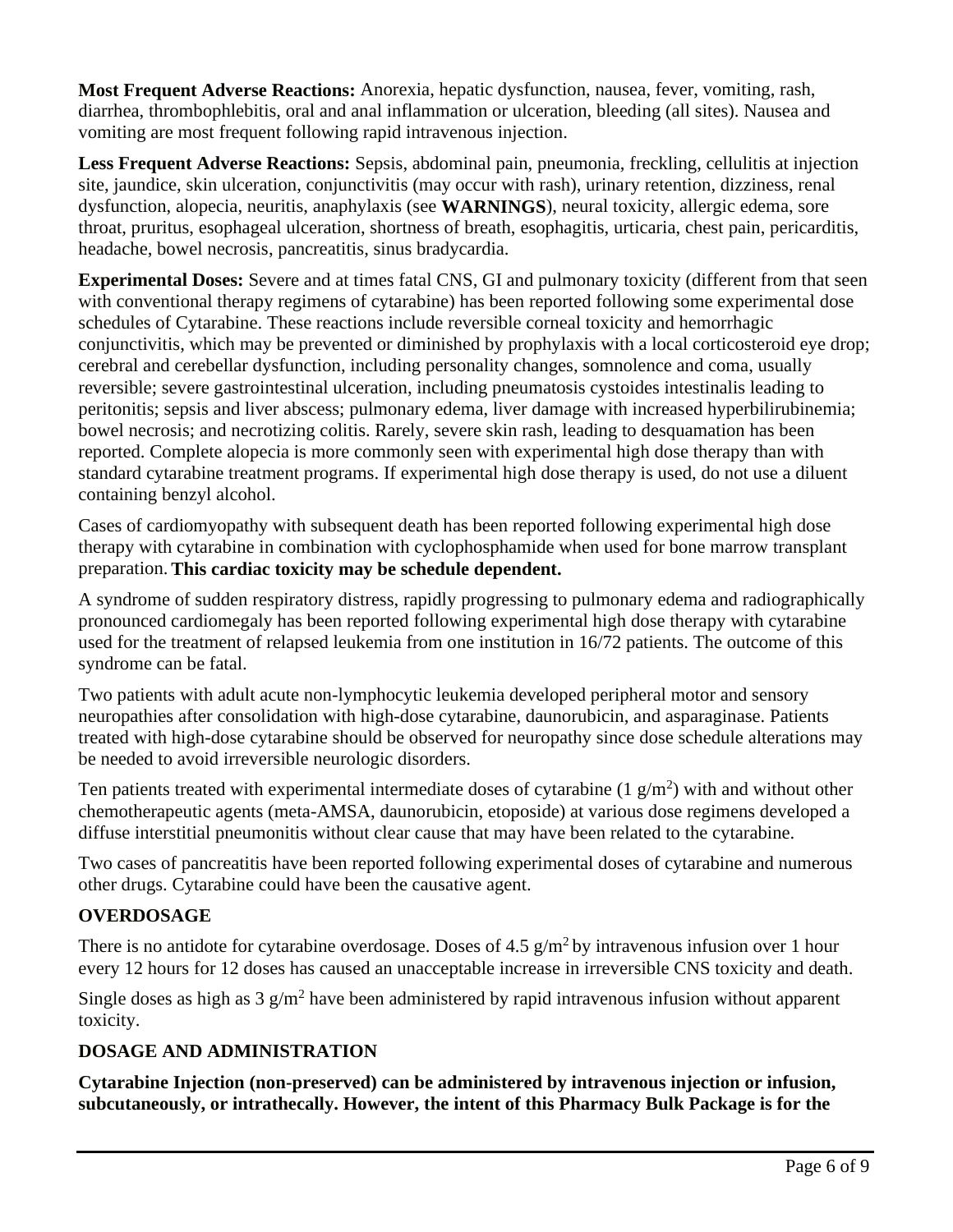**Most Frequent Adverse Reactions:** Anorexia, hepatic dysfunction, nausea, fever, vomiting, rash, diarrhea, thrombophlebitis, oral and anal inflammation or ulceration, bleeding (all sites). Nausea and vomiting are most frequent following rapid intravenous injection.

**Less Frequent Adverse Reactions:** Sepsis, abdominal pain, pneumonia, freckling, cellulitis at injection site, jaundice, skin ulceration, conjunctivitis (may occur with rash), urinary retention, dizziness, renal dysfunction, alopecia, neuritis, anaphylaxis (see **WARNINGS**), neural toxicity, allergic edema, sore throat, pruritus, esophageal ulceration, shortness of breath, esophagitis, urticaria, chest pain, pericarditis, headache, bowel necrosis, pancreatitis, sinus bradycardia.

**Experimental Doses:** Severe and at times fatal CNS, GI and pulmonary toxicity (different from that seen with conventional therapy regimens of cytarabine) has been reported following some experimental dose schedules of Cytarabine. These reactions include reversible corneal toxicity and hemorrhagic conjunctivitis, which may be prevented or diminished by prophylaxis with a local corticosteroid eye drop; cerebral and cerebellar dysfunction, including personality changes, somnolence and coma, usually reversible; severe gastrointestinal ulceration, including pneumatosis cystoides intestinalis leading to peritonitis; sepsis and liver abscess; pulmonary edema, liver damage with increased hyperbilirubinemia; bowel necrosis; and necrotizing colitis. Rarely, severe skin rash, leading to desquamation has been reported. Complete alopecia is more commonly seen with experimental high dose therapy than with standard cytarabine treatment programs. If experimental high dose therapy is used, do not use a diluent containing benzyl alcohol.

Cases of cardiomyopathy with subsequent death has been reported following experimental high dose therapy with cytarabine in combination with cyclophosphamide when used for bone marrow transplant preparation. **This cardiac toxicity may be schedule dependent.**

A syndrome of sudden respiratory distress, rapidly progressing to pulmonary edema and radiographically pronounced cardiomegaly has been reported following experimental high dose therapy with cytarabine used for the treatment of relapsed leukemia from one institution in 16/72 patients. The outcome of this syndrome can be fatal.

Two patients with adult acute non-lymphocytic leukemia developed peripheral motor and sensory neuropathies after consolidation with high-dose cytarabine, daunorubicin, and asparaginase. Patients treated with high-dose cytarabine should be observed for neuropathy since dose schedule alterations may be needed to avoid irreversible neurologic disorders.

Ten patients treated with experimental intermediate doses of cytarabine (1 $g/m^2$) with and without other chemotherapeutic agents (meta-AMSA, daunorubicin, etoposide) at various dose regimens developed a diffuse interstitial pneumonitis without clear cause that may have been related to the cytarabine.

Two cases of pancreatitis have been reported following experimental doses of cytarabine and numerous other drugs. Cytarabine could have been the causative agent.

## OVERDOSAGE

There is no antidote for cytarabine overdosage. Doses of 4.5 $g/m^2$ by intravenous infusion over 1 hour every 12 hours for 12 doses has caused an unacceptable increase in irreversible CNS toxicity and death.

Single doses as high as 3 $g/m^2$ have been administered by rapid intravenous infusion without apparent toxicity.

## DOSAGE AND ADMINISTRATION

**Cytarabine Injection (non-preserved) can be administered by intravenous injection or infusion, subcutaneously, or intrathecally. However, the intent of this Pharmacy Bulk Package is for the**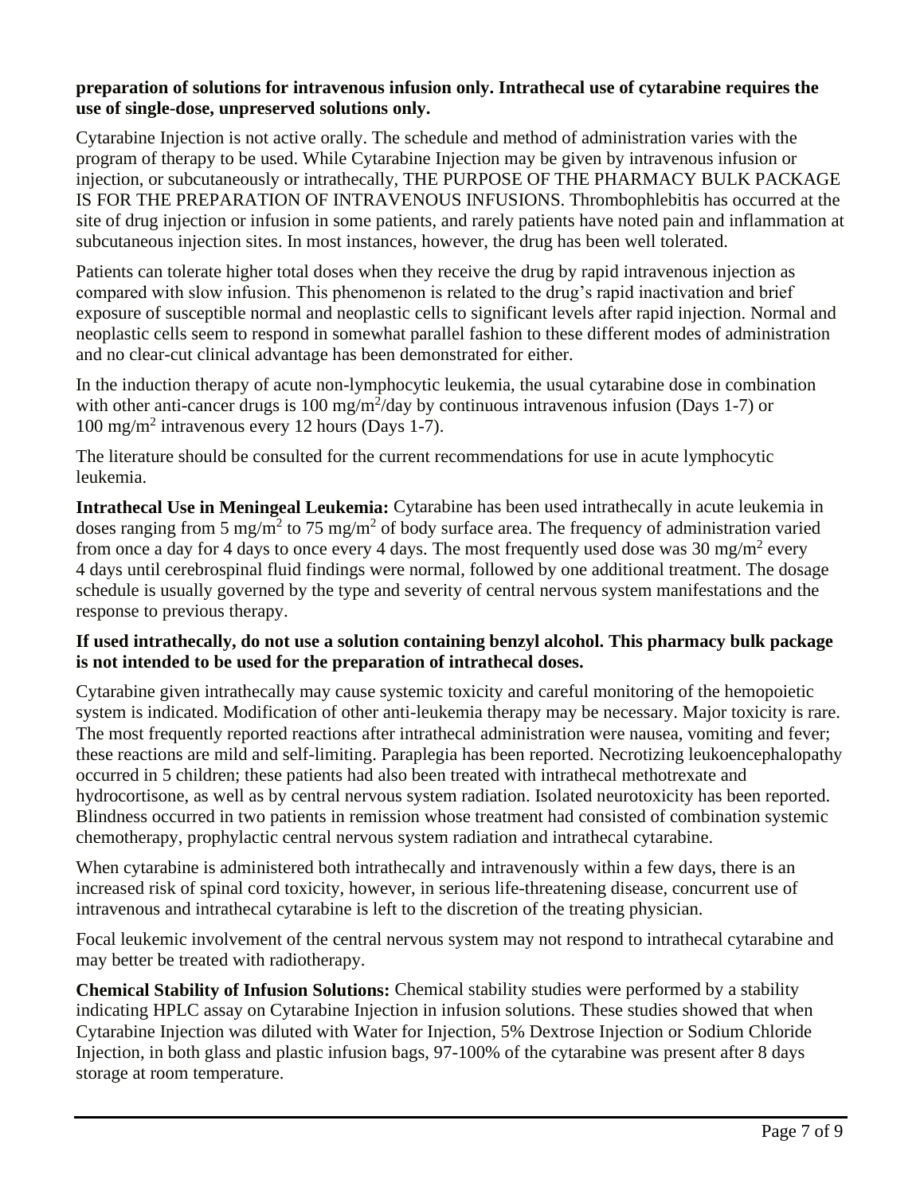**preparation of solutions for intravenous infusion only. Intrathecal use of cytarabine requires the use of single-dose, unpreserved solutions only.**

Cytarabine Injection is not active orally. The schedule and method of administration varies with the program of therapy to be used. While Cytarabine Injection may be given by intravenous infusion or injection, or subcutaneously or intrathecally, THE PURPOSE OF THE PHARMACY BULK PACKAGE IS FOR THE PREPARATION OF INTRAVENOUS INFUSIONS. Thrombophlebitis has occurred at the site of drug injection or infusion in some patients, and rarely patients have noted pain and inflammation at subcutaneous injection sites. In most instances, however, the drug has been well tolerated.

Patients can tolerate higher total doses when they receive the drug by rapid intravenous injection as compared with slow infusion. This phenomenon is related to the drug's rapid inactivation and brief exposure of susceptible normal and neoplastic cells to significant levels after rapid injection. Normal and neoplastic cells seem to respond in somewhat parallel fashion to these different modes of administration and no clear-cut clinical advantage has been demonstrated for either.

In the induction therapy of acute non-lymphocytic leukemia, the usual cytarabine dose in combination with other anti-cancer drugs is 100 mg/m$^2$/day by continuous intravenous infusion (Days 1-7) or 100 mg/m$^2$ intravenous every 12 hours (Days 1-7).

The literature should be consulted for the current recommendations for use in acute lymphocytic leukemia.

**Intrathecal Use in Meningeal Leukemia:** Cytarabine has been used intrathecally in acute leukemia in doses ranging from 5 mg/m$^2$ to 75 mg/m$^2$ of body surface area. The frequency of administration varied from once a day for 4 days to once every 4 days. The most frequently used dose was 30 mg/m$^2$ every 4 days until cerebrospinal fluid findings were normal, followed by one additional treatment. The dosage schedule is usually governed by the type and severity of central nervous system manifestations and the response to previous therapy.

**If used intrathecally, do not use a solution containing benzyl alcohol. This pharmacy bulk package is not intended to be used for the preparation of intrathecal doses.**

Cytarabine given intrathecally may cause systemic toxicity and careful monitoring of the hemopoietic system is indicated. Modification of other anti-leukemia therapy may be necessary. Major toxicity is rare. The most frequently reported reactions after intrathecal administration were nausea, vomiting and fever; these reactions are mild and self-limiting. Paraplegia has been reported. Necrotizing leukoencephalopathy occurred in 5 children; these patients had also been treated with intrathecal methotrexate and hydrocortisone, as well as by central nervous system radiation. Isolated neurotoxicity has been reported. Blindness occurred in two patients in remission whose treatment had consisted of combination systemic chemotherapy, prophylactic central nervous system radiation and intrathecal cytarabine.

When cytarabine is administered both intrathecally and intravenously within a few days, there is an increased risk of spinal cord toxicity, however, in serious life-threatening disease, concurrent use of intravenous and intrathecal cytarabine is left to the discretion of the treating physician.

Focal leukemic involvement of the central nervous system may not respond to intrathecal cytarabine and may better be treated with radiotherapy.

**Chemical Stability of Infusion Solutions:** Chemical stability studies were performed by a stability indicating HPLC assay on Cytarabine Injection in infusion solutions. These studies showed that when Cytarabine Injection was diluted with Water for Injection, 5% Dextrose Injection or Sodium Chloride Injection, in both glass and plastic infusion bags, 97-100% of the cytarabine was present after 8 days storage at room temperature.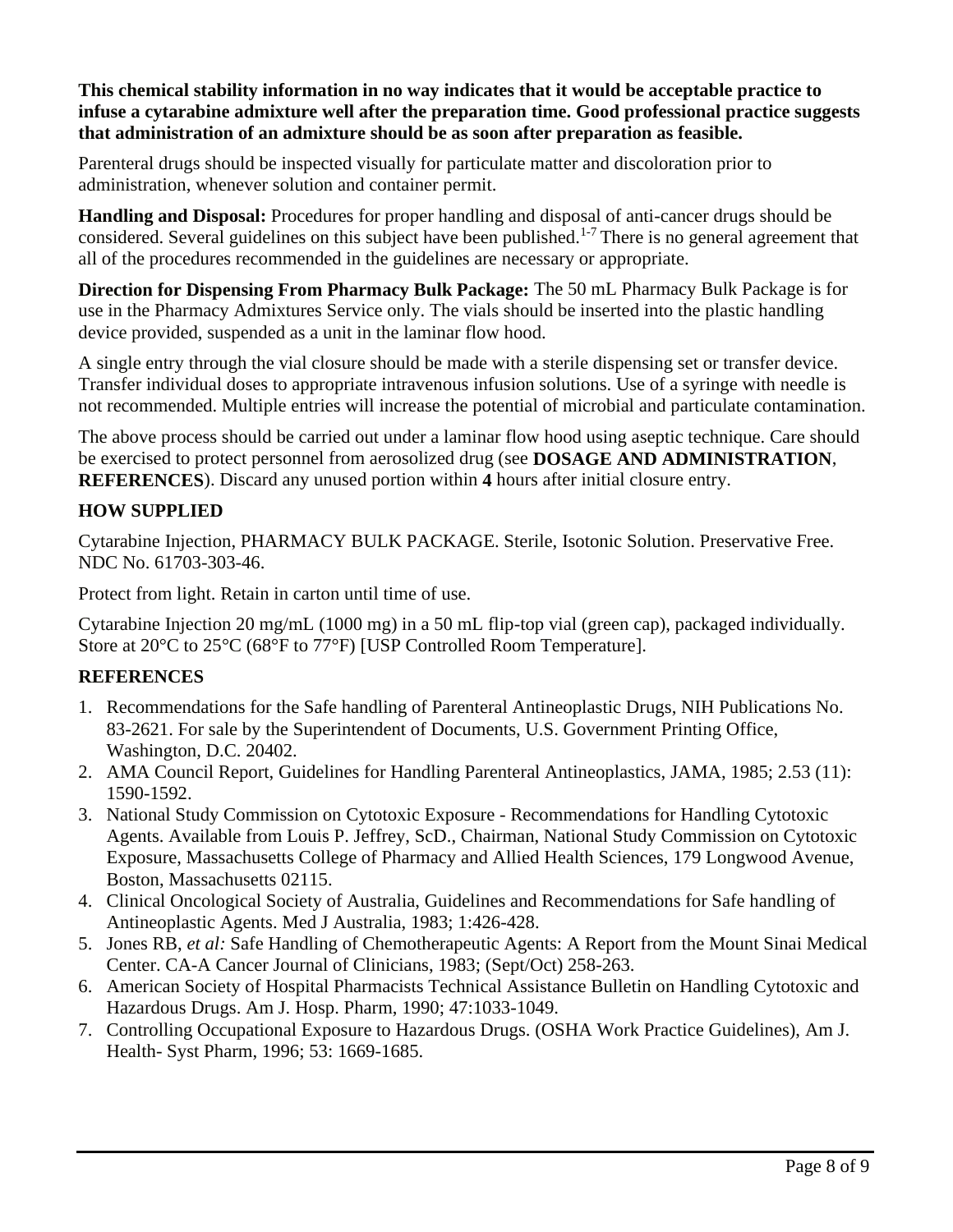**This chemical stability information in no way indicates that it would be acceptable practice to infuse a cytarabine admixture well after the preparation time. Good professional practice suggests that administration of an admixture should be as soon after preparation as feasible.**

Parenteral drugs should be inspected visually for particulate matter and discoloration prior to administration, whenever solution and container permit.

**Handling and Disposal:** Procedures for proper handling and disposal of anti-cancer drugs should be considered. Several guidelines on this subject have been published.[1-7] There is no general agreement that all of the procedures recommended in the guidelines are necessary or appropriate.

**Direction for Dispensing From Pharmacy Bulk Package:** The 50 mL Pharmacy Bulk Package is for use in the Pharmacy Admixtures Service only. The vials should be inserted into the plastic handling device provided, suspended as a unit in the laminar flow hood.

A single entry through the vial closure should be made with a sterile dispensing set or transfer device. Transfer individual doses to appropriate intravenous infusion solutions. Use of a syringe with needle is not recommended. Multiple entries will increase the potential of microbial and particulate contamination.

The above process should be carried out under a laminar flow hood using aseptic technique. Care should be exercised to protect personnel from aerosolized drug (see **DOSAGE AND ADMINISTRATION**, **REFERENCES**). Discard any unused portion within **4** hours after initial closure entry.

## HOW SUPPLIED

Cytarabine Injection, PHARMACY BULK PACKAGE. Sterile, Isotonic Solution. Preservative Free. NDC No. 61703-303-46.

Protect from light. Retain in carton until time of use.

Cytarabine Injection 20 mg/mL (1000 mg) in a 50 mL flip-top vial (green cap), packaged individually. Store at 20°C to 25°C (68°F to 77°F) [USP Controlled Room Temperature].

## REFERENCES

1. Recommendations for the Safe handling of Parenteral Antineoplastic Drugs, NIH Publications No. 83-2621. For sale by the Superintendent of Documents, U.S. Government Printing Office, Washington, D.C. 20402.
2. AMA Council Report, Guidelines for Handling Parenteral Antineoplastics, JAMA, 1985; 2.53 (11): 1590-1592.
3. National Study Commission on Cytotoxic Exposure - Recommendations for Handling Cytotoxic Agents. Available from Louis P. Jeffrey, ScD., Chairman, National Study Commission on Cytotoxic Exposure, Massachusetts College of Pharmacy and Allied Health Sciences, 179 Longwood Avenue, Boston, Massachusetts 02115.
4. Clinical Oncological Society of Australia, Guidelines and Recommendations for Safe handling of Antineoplastic Agents. Med J Australia, 1983; 1:426-428.
5. Jones RB, *et al:* Safe Handling of Chemotherapeutic Agents: A Report from the Mount Sinai Medical Center. CA-A Cancer Journal of Clinicians, 1983; (Sept/Oct) 258-263.
6. American Society of Hospital Pharmacists Technical Assistance Bulletin on Handling Cytotoxic and Hazardous Drugs. Am J. Hosp. Pharm, 1990; 47:1033-1049.
7. Controlling Occupational Exposure to Hazardous Drugs. (OSHA Work Practice Guidelines), Am J. Health- Syst Pharm, 1996; 53: 1669-1685.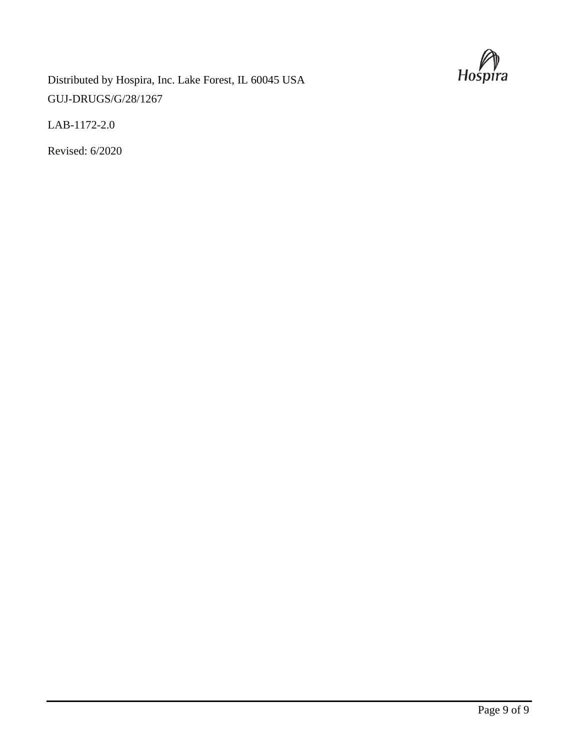Distributed by Hospira, Inc. Lake Forest, IL 60045 USA

GUJ-DRUGS/G/28/1267

LAB-1172-2.0

Revised: 6/2020